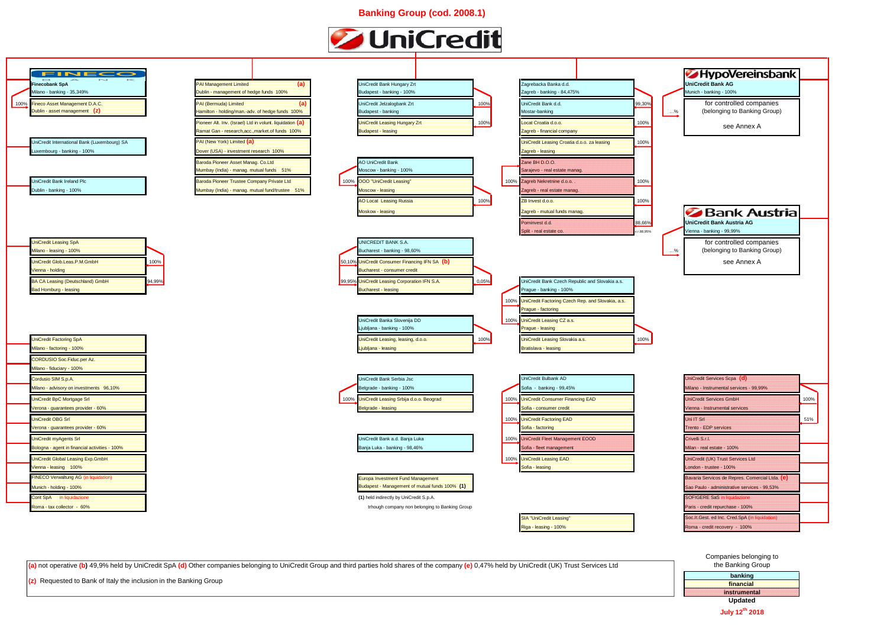# Banking Group (cod. 2008.1)

**UniCredit**

## Column 1

**FINECO BANK**

- **Finecobank SpA** — Milano - banking - 35,349%
  - 100% Fineco Asset Management D.A.C. — Dublin - asset management **(z)**
- UniCredit International Bank (Luxembourg) SA — Luxembourg - banking - 100%
- UniCredit Bank Ireland Plc — Dublin - banking - 100%
- UniCredit Leasing SpA — Milano - leasing - 100%
  - 100% UniCredit Glob.Leas.P.M.GmbH — Vienna - holding
  - 94,99% BA CA Leasing (Deutschland) GmbH — Bad Homburg - leasing
- UniCredit Factoring SpA — Milano - factoring - 100%
- CORDUSIO Soc.Fiduc.per Az. — Milano - fiduciary - 100%
- Cordusio SIM S.p.A. — Milano - advisory on investments 96,10%
- UniCredit BpC Mortgage Srl — Verona - guarantees provider - 60%
- UniCredit OBG Srl — Verona - guarantees provider - 60%
- UniCredit myAgents Srl — Bologna - agent in financial activities - 100%
- UniCredit Global Leasing Exp.GmbH — Vienna - leasing 100%
- FINECO Verwaltung AG (in liquidation) — Munich - holding - 100%
- Corit SpA in liquidazione — Roma - tax collector - 60%

## Column 2

- PAI Management Limited **(a)** — Dublin - management of hedge funds 100%
- PAI (Bermuda) Limited **(a)** — Hamilton - holding/man.-adv. of hedge funds 100%
- Pioneer Alt. Inv. (Israel) Ltd in volunt. liquidation **(a)** — Ramat Gan - research,acc.,market.of funds 100%
- PAI (New York) Limited **(a)** — Dover (USA) - investment research 100%
- Baroda Pioneer Asset Manag. Co.Ltd — Mumbay (India) - manag. mutual funds 51%
- Baroda Pioneer Trustee Company Private Ltd — Mumbay (India) - manag. mutual fund/trustee 51%

## Column 3

- UniCredit Bank Hungary Zrt — Budapest - banking - 100%
  - 100% UniCredit Jelzalogbank Zrt — Budapest - banking
  - 100% UniCredit Leasing Hungary Zrt — Budapest - leasing
- AO UniCredit Bank — Moscow - banking - 100%
  - 100% OOO "UniCredit Leasing" — Moscow - leasing
  - 100% AO Locat Leasing Russia — Moskow - leasing
- UNICREDIT BANK S.A. — Bucharest - banking - 98,60%
  - 50,10% UniCredit Consumer Financing IFN SA **(b)** — Bucharest - consumer credit
  - 99,95% UniCredit Leasing Corporation IFN S.A. — Bucharest - leasing (0,05%)
- UniCredit Banka Slovenija DD — Ljubljana - banking - 100%
  - 100% UniCredit Leasing, leasing, d.o.o. — Ljubljana - leasing
- UniCredit Bank Serbia Jsc — Belgrade - banking - 100%
  - 100% UniCredit Leasing Srbija d.o.o. Beograd — Belgrade - leasing
- UniCredit Bank a.d. Banja Luka — Banja Luka - banking - 98,46%
- Europa Investment Fund Management — Budapest - Management of mutual funds 100% **(1)**

(1) held indirectly by UniCredit S.p.A. trhough company non belonging to Banking Group

## Column 4

- Zagrebacka Banka d.d. — Zagreb - banking - 84,475%
  - 99,30% UniCredit Bank d.d. — Mostar-banking
  - 100% Locat Croatia d.o.o. — Zagreb - financial company
  - 100% UniCredit Leasing Croatia d.o.o. za leasing — Zagreb - leasing
  - Zane BH D.O.O. — Sarajevo - real estate manag.
  - 100% Zagreb Nekretnine d.o.o. — Zagreb - real estate manag.
  - 100% ZB Invest d.o.o. — Zagreb - mutual funds manag.
  - 88,66% (v.r.88,95%) Pominvest d.d. — Split - real estate co.
- UniCredit Bank Czech Republic and Slovakia a.s. — Prague - banking - 100%
  - 100% UniCredit Factoring Czech Rep. and Slovakia, a.s. — Prague - factoring
  - 100% UniCredit Leasing CZ a.s. — Prague - leasing
  - 100% UniCredit Leasing Slovakia a.s. — Bratislava - leasing
- UniCredit Bulbank AD — Sofia - banking - 99,45%
  - 100% UniCredit Consumer Financing EAD — Sofia - consumer credit
  - 100% UniCredit Factoring EAD — Sofia - factoring
  - 100% UniCredit Fleet Management EOOD — Sofia - fleet management
  - 100% UniCredit Leasing EAD — Sofia - leasing
- SIA "UniCredit Leasing" — Riga - leasing - 100%

## Column 5

**HypoVereinsbank**

- **UniCredit Bank AG** — Munich - banking - 100%
  - ...% for controlled companies (belonging to Banking Group) see Annex A

**Bank Austria**

- **UniCredit Bank Austria AG** — Vienna - banking - 99,99%
  - ...% for controlled companies (belonging to Banking Group) see Annex A
- UniCredit Services Scpa **(d)** — Milano - instrumental services - 99,99%
  - 100% UniCredit Services GmbH — Vienna - instrumental services
  - 51% Uni IT Srl — Trento - EDP services
- Crivelli S.r.l. — Milan - real estate - 100%
- UniCredit (UK) Trust Services Ltd — London - trustee - 100%
- Bavaria Servicos de Repres. Comercial Ltda. **(e)** — Sao Paulo - administrative services - 99,53%
- SOFIGERE SaS in liquidazione — Paris - credit repurchase - 100%
- Soc.It.Gest. ed Inc. Cred.SpA (in liquidation) — Roma - credit recovery - 100%

---

**(a)** not operative **(b)** 49,9% held by UniCredit SpA **(d)** Other companies belonging to UniCredit Group and third parties hold shares of the company **(e)** 0,47% held by UniCredit (UK) Trust Services Ltd

**(z)** Requested to Bank of Italy the inclusion in the Banking Group

Companies belonging to the Banking Group

- banking
- financial
- instrumental

Updated July 12th 2018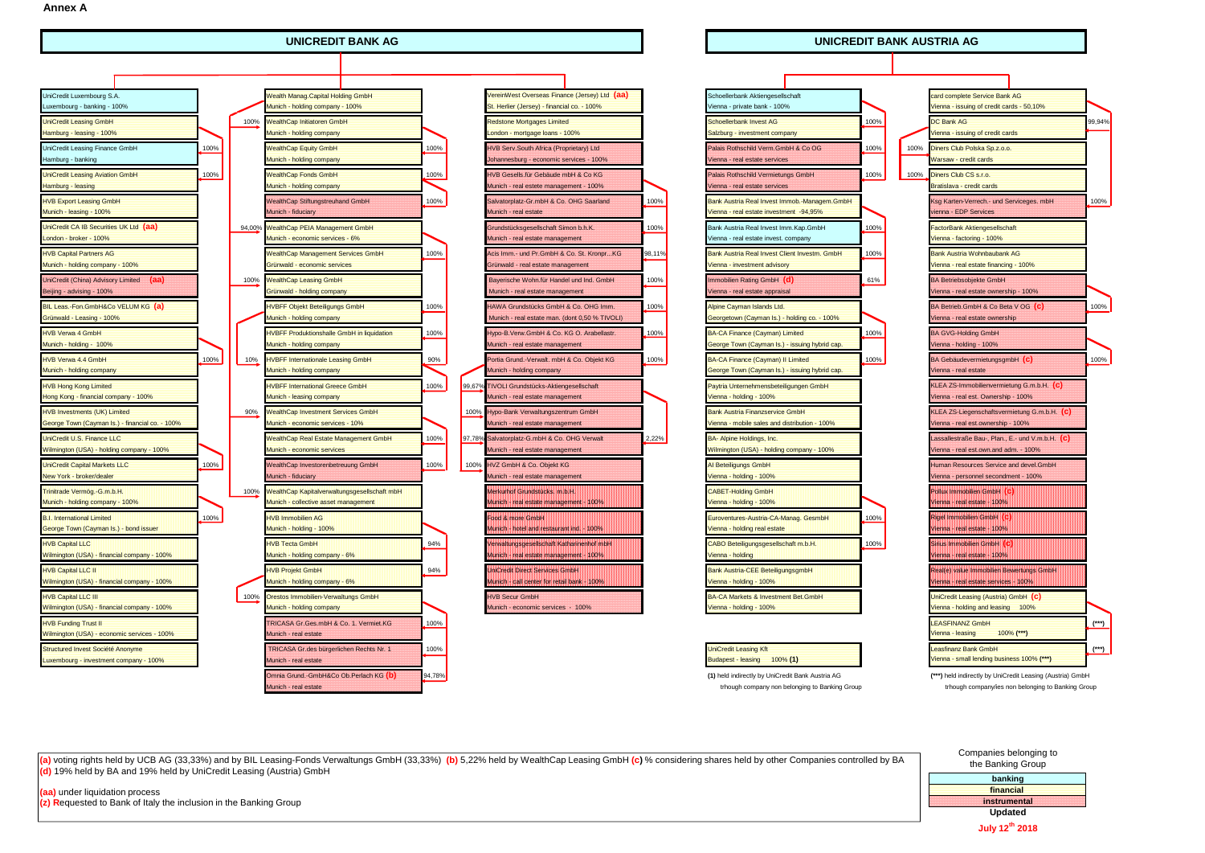**Annex A**

## UNICREDIT BANK AG

- UniCredit Luxembourg S.A. – Luxembourg - banking - 100%
- UniCredit Leasing GmbH – Hamburg - leasing - 100%
- UniCredit Leasing Finance GmbH – Hamburg - banking (100%)
- UniCredit Leasing Aviation GmbH – Hamburg - leasing (100%)
- HVB Export Leasing GmbH – Munich - leasing - 100%
- UniCredit CA IB Securities UK Ltd (aa) – London - broker - 100%
- HVB Capital Partners AG – Munich - holding company - 100%
- UniCredit (China) Advisory Limited (aa) – Beijing - advising - 100%
- BIL Leas.-Fon.GmbH&Co VELUM KG (a) – Grünwald - Leasing - 100%
- HVB Verwa 4 GmbH – Munich - holding - 100%
- HVB Verwa 4.4 GmbH – Munich - holding company (100%)
- HVB Hong Kong Limited – Hong Kong - financial company - 100%
- HVB Investments (UK) Limited – George Town (Cayman Is.) - financial co. - 100%
- UniCredit U.S. Finance LLC – Wilmington (USA) - holding company - 100%
- UniCredit Capital Markets LLC – New York - broker/dealer (100%)
- Trinitrade Vermög.-G.m.b.H. – Munich - holding company - 100%
- B.I. International Limited – George Town (Cayman Is.) - bond issuer (100%)
- HVB Capital LLC – Wilmington (USA) - financial company - 100%
- HVB Capital LLC II – Wilmington (USA) - financial company - 100%
- HVB Capital LLC III – Wilmington (USA) - financial company - 100%
- HVB Funding Trust II – Wilmington (USA) - economic services - 100%
- Structured Invest Société Anonyme – Luxembourg - investment company - 100%

- Wealth Manag.Capital Holding GmbH – Munich - holding company - 100%
- WealthCap Initiatoren GmbH – Munich - holding company (100%)
- WealthCap Equity GmbH – Munich - holding company (100%)
- WealthCap Fonds GmbH – Munich - holding company (100%)
- WealthCap Stiftungstreuhand GmbH – Munich - fiduciary (100%)
- WealthCap PEIA Management GmbH – Munich - economic services - 6% (94,00%)
- WealthCap Management Services GmbH – Grünwald - economic services (100%)
- WealthCap Leasing GmbH – Grünwald - holding company (100%)
- HVBFF Objekt Beteiligungs GmbH – Munich - holding company (100%)
- HVBFF Produktionshalle GmbH in liquidation – Munich - holding company (100%)
- HVBFF Internationale Leasing GmbH – Munich - holding company (10%, 90%)
- HVBFF International Greece GmbH – Munich - leasing company (100%)
- WealthCap Investment Services GmbH – Munich - economic services - 10% (90%)
- WealthCap Real Estate Management GmbH – Munich - economic services (100%)
- WealthCap Investorenbetreuung GmbH – Munich - fiduciary (100%)
- WealthCap Kapitalverwaltungsgesellschaft mbH – Munich - collective asset management (100%)
- HVB Immobilien AG – Munich - holding - 100%
- HVB Tecta GmbH – Munich - holding company - 6% (94%)
- HVB Projekt GmbH – Munich - holding company - 6% (94%)
- Orestos Immobilien-Verwaltungs GmbH – Munich - holding company (100%)
- TRICASA Gr.Ges.mbH & Co. 1. Vermiet.KG – Munich - real estate (100%)
- TRICASA Gr.des bürgerlichen Rechts Nr. 1 – Munich - real estate (100%)
- Omnia Grund.-GmbH&Co Ob.Perlach KG (b) – Munich - real estate (94,78%)

- VereinWest Overseas Finance (Jersey) Ltd (aa) – St. Herlier (Jersey) - financial co. - 100%
- Redstone Mortgages Limited – London - mortgage loans - 100%
- HVB Serv.South Africa (Proprietary) Ltd – Johannesburg - economic services - 100%
- HVB Gesells.für Gebäude mbH & Co KG – Munich - real estate management - 100%
- Salvatorplatz-Gr.mbH & Co. OHG Saarland – Munich - real estate (100%)
- Grundstücksgesellschaft Simon b.h.K. – Munich - real estate management (100%)
- Acis Imm.- und Pr.GmbH & Co. St. Kronpr...KG – Grünwald - real estate management (98,11%)
- Bayerische Wohn.für Handel und Ind. GmbH – Munich - real estate management (100%)
- HAWA Grundstücks GmbH & Co. OHG Imm. – Munich - real estate man. (dont 0,50 % TIVOLI) (100%)
- Hypo-B.Verw.GmbH & Co. KG O. Arabellastr. – Munich - real estate management (100%)
- Portia Grund.-Verwalt. mbH & Co. Objekt KG – Munich - holding company (100%)
- TIVOLI Grundstücks-Aktiengesellschaft – Munich - real estate management (99,67%)
- Hypo-Bank Verwaltungszentrum GmbH – Munich - real estate management (100%)
- Salvatorplatz-G.mbH & Co. OHG Verwalt – Munich - real estate management (97,78%, 2,22%)
- HVZ GmbH & Co. Objekt KG – Munich - real estate management (100%)
- Merkurhof Grundstücks. m.b.H. – Munich - real estate management - 100%
- Food & more GmbH – Munich - hotel and restaurant ind. - 100%
- Verwaltungsgesellschaft Katharinenhof mbH – Munich - real estate management - 100%
- UniCredit Direct Services GmbH – Munich - call center for retail bank - 100%
- HVB Secur GmbH – Munich - economic services - 100%

## UNICREDIT BANK AUSTRIA AG

- Schoellerbank Aktiengesellschaft – Vienna - private bank - 100%
- Schoellerbank Invest AG – Salzburg - investment company (100%)
- Palais Rothschild Verm.GmbH & Co OG – Vienna - real estate services (100%)
- Palais Rothschild Vermietungs GmbH – Vienna - real estate services (100%)
- Bank Austria Real Invest Immob.-Managem.GmbH – Vienna - real estate investment - 94,95%
- Bank Austria Real Invest Immob.-Kap.GmbH – Vienna - real estate invest. company (100%)
- Bank Austria Real Invest Client Investm. GmbH – Vienna - investment advisory (100%)
- Immobilien Rating GmbH (d) – Vienna - real estate appraisal (61%)
- Alpine Cayman Islands Ltd. – Georgetown (Cayman Is.) - holding co. - 100%
- BA-CA Finance (Cayman) Limited – George Town (Cayman Is.) - issuing hybrid cap. (100%)
- BA-CA Finance (Cayman) II Limited – George Town (Cayman Is.) - issuing hybrid cap. (100%)
- Paytria Unternehmensbeteiligungen GmbH – Vienna - holding - 100%
- Bank Austria Finanzservice GmbH – Vienna - mobile sales and distribution - 100%
- BA- Alpine Holdings, Inc. – Wilmington (USA) - holding company - 100%
- AI Beteiligungs GmbH – Vienna - holding - 100%
- CABET-Holding GmbH – Vienna - holding - 100%
- Euroventures-Austria-CA-Manag. GesmbH – Vienna - holding real estate (100%)
- CABO Beteiligungsgesellschaft m.b.H. – Vienna - holding (100%)
- Bank Austria-CEE BeteiligungsgmbH – Vienna - holding - 100%
- BA-CA Markets & Investment Bet.GmbH – Vienna - holding - 100%
- UniCredit Leasing Kft – Budapest - leasing 100% (1)

(1) held indirectly by UniCredit Bank Austria AG trhough company non belonging to Banking Group

- card complete Service Bank AG – Vienna - issuing of credit cards - 50,10%
- DC Bank AG – Vienna - issuing of credit cards (99,94%)
- Diners Club Polska Sp.z.o.o. – Warsaw - credit cards (100%)
- Diners Club CS s.r.o. – Bratislava - credit cards (100%)
- Ksg Karten-Verrech.- und Serviceges. mbH – vienna - EDP Services (100%)
- FactorBank Aktiengesellschaft – Vienna - factoring - 100%
- Bank Austria Wohnbaubank AG – Vienna - real estate financing - 100%
- BA Betriebsobjekte GmbH – Vienna - real estate ownership - 100%
- BA Betrieb.GmbH & Co Beta V OG (c) – Vienna - real estate ownership (100%)
- BA GVG-Holding GmbH – Vienna - holding - 100%
- BA Gebäudevermietungsgmbh (c) – Vienna - real estate (100%)
- KLEA ZS-Immobilienvermietung G.m.b.H. (c) – Vienna - real est. Ownership - 100%
- KLEA ZS-Liegenschaftsvermietung G.m.b.H. (c) – Vienna - real est.ownership - 100%
- Lassallestraße Bau-, Plan., E.- und V.m.b.H. (c) – Vienna - real est.own.and adm. - 100%
- Human Resources Service and devel.GmbH – Vienna - personnel secondment - 100%
- Pollux Immobilien GmbH (c) – Vienna - real estate - 100%
- Rigel Immobilien GmbH (c) – Vienna - real estate - 100%
- Sirius Immobilien GmbH (c) – Vienna - real estate - 100%
- Real(e) value Immobilien Bewertungs GmbH – Vienna - real estate services - 100%
- UniCredit Leasing (Austria) GmbH (c) – Vienna - holding and leasing 100%
- LEASFINANZ GmbH – Vienna - leasing 100% (***)
- Leasfinanz Bank GmbH – Vienna - small lending business 100% (***)

(***) held indirectly by UniCredit Leasing (Austria) GmbH trhough company/ies non belonging to Banking Group

---

(a) voting rights held by UCB AG (33,33%) and by BIL Leasing-Fonds Verwaltungs GmbH (33,33%) (b) 5,22% held by WealthCap Leasing GmbH (c) % considering shares held by other Companies controlled by BA
(d) 19% held by BA and 19% held by UniCredit Leasing (Austria) GmbH

(aa) under liquidation process
(z) Requested to Bank of Italy the inclusion in the Banking Group

Companies belonging to the Banking Group
- banking
- financial
- instrumental

Updated July 12th 2018